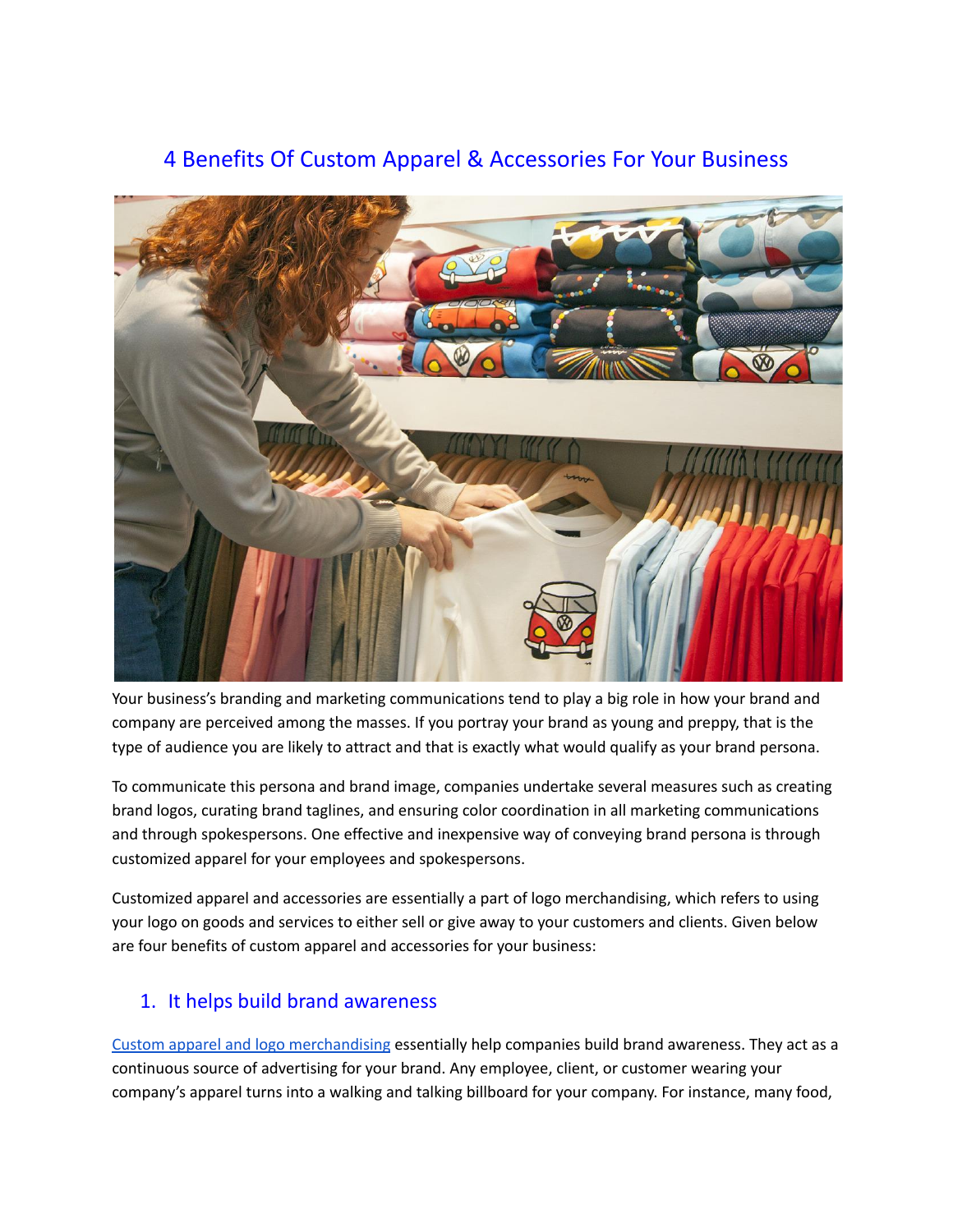# 4 Benefits Of Custom Apparel & Accessories For Your Business

Your business's branding and marketing communications tend to play a big role in how your brand and company are perceived among the masses. If you portray your brand as young and preppy, that is the type of audience you are likely to attract and that is exactly what would qualify as your brand persona.

To communicate this persona and brand image, companies undertake several measures such as creating brand logos, curating brand taglines, and ensuring color coordination in all marketing communications and through spokespersons. One effective and inexpensive way of conveying brand persona is through customized apparel for your employees and spokespersons.

Customized apparel and accessories are essentially a part of logo merchandising, which refers to using your logo on goods and services to either sell or give away to your customers and clients. Given below are four benefits of custom apparel and accessories for your business:

## 1. It helps build brand awareness

[Custom apparel and logo merchandising] essentially help companies build brand awareness. They act as a continuous source of advertising for your brand. Any employee, client, or customer wearing your company's apparel turns into a walking and talking billboard for your company. For instance, many food,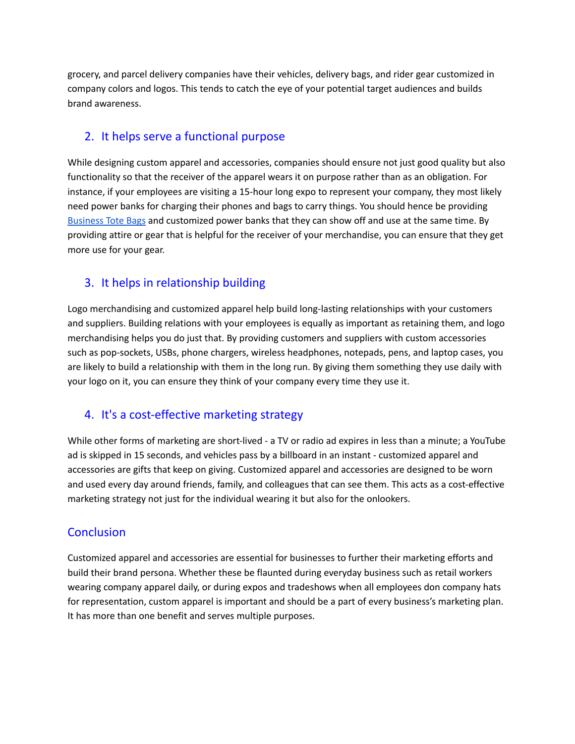grocery, and parcel delivery companies have their vehicles, delivery bags, and rider gear customized in company colors and logos. This tends to catch the eye of your potential target audiences and builds brand awareness.

## 2. It helps serve a functional purpose

While designing custom apparel and accessories, companies should ensure not just good quality but also functionality so that the receiver of the apparel wears it on purpose rather than as an obligation. For instance, if your employees are visiting a 15-hour long expo to represent your company, they most likely need power banks for charging their phones and bags to carry things. You should hence be providing Business Tote Bags and customized power banks that they can show off and use at the same time. By providing attire or gear that is helpful for the receiver of your merchandise, you can ensure that they get more use for your gear.

## 3. It helps in relationship building

Logo merchandising and customized apparel help build long-lasting relationships with your customers and suppliers. Building relations with your employees is equally as important as retaining them, and logo merchandising helps you do just that. By providing customers and suppliers with custom accessories such as pop-sockets, USBs, phone chargers, wireless headphones, notepads, pens, and laptop cases, you are likely to build a relationship with them in the long run. By giving them something they use daily with your logo on it, you can ensure they think of your company every time they use it.

## 4. It's a cost-effective marketing strategy

While other forms of marketing are short-lived - a TV or radio ad expires in less than a minute; a YouTube ad is skipped in 15 seconds, and vehicles pass by a billboard in an instant - customized apparel and accessories are gifts that keep on giving. Customized apparel and accessories are designed to be worn and used every day around friends, family, and colleagues that can see them. This acts as a cost-effective marketing strategy not just for the individual wearing it but also for the onlookers.

## Conclusion

Customized apparel and accessories are essential for businesses to further their marketing efforts and build their brand persona. Whether these be flaunted during everyday business such as retail workers wearing company apparel daily, or during expos and tradeshows when all employees don company hats for representation, custom apparel is important and should be a part of every business's marketing plan. It has more than one benefit and serves multiple purposes.